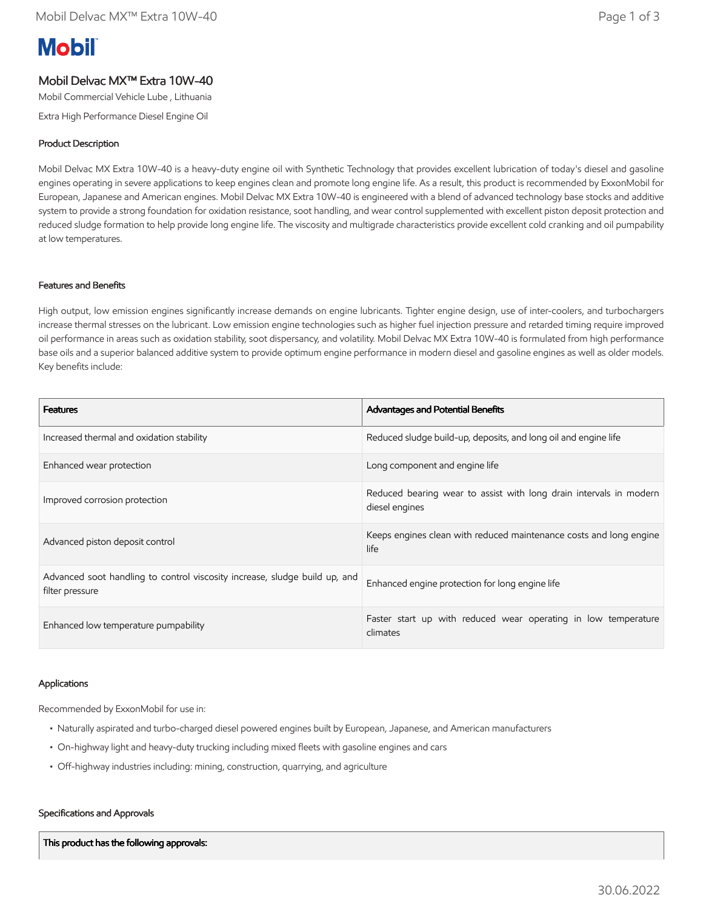# Mobil Delvac MX™ Extra 10W-40

Mobil Commercial Vehicle Lube , Lithuania

Extra High Performance Diesel Engine Oil

## Product Description

Mobil Delvac MX Extra 10W-40 is a heavy-duty engine oil with Synthetic Technology that provides excellent lubrication of today's diesel and gasoline engines operating in severe applications to keep engines clean and promote long engine life. As a result, this product is recommended by ExxonMobil for European, Japanese and American engines. Mobil Delvac MX Extra 10W-40 is engineered with a blend of advanced technology base stocks and additive system to provide a strong foundation for oxidation resistance, soot handling, and wear control supplemented with excellent piston deposit protection and reduced sludge formation to help provide long engine life. The viscosity and multigrade characteristics provide excellent cold cranking and oil pumpability at low temperatures.

## Features and Benefits

High output, low emission engines significantly increase demands on engine lubricants. Tighter engine design, use of inter-coolers, and turbochargers increase thermal stresses on the lubricant. Low emission engine technologies such as higher fuel injection pressure and retarded timing require improved oil performance in areas such as oxidation stability, soot dispersancy, and volatility. Mobil Delvac MX Extra 10W-40 is formulated from high performance base oils and a superior balanced additive system to provide optimum engine performance in modern diesel and gasoline engines as well as older models. Key benefits include:

| Features | Advantages and Potential Benefits |
|---|---|
| Increased thermal and oxidation stability | Reduced sludge build-up, deposits, and long oil and engine life |
| Enhanced wear protection | Long component and engine life |
| Improved corrosion protection | Reduced bearing wear to assist with long drain intervals in modern diesel engines |
| Advanced piston deposit control | Keeps engines clean with reduced maintenance costs and long engine life |
| Advanced soot handling to control viscosity increase, sludge build up, and filter pressure | Enhanced engine protection for long engine life |
| Enhanced low temperature pumpability | Faster start up with reduced wear operating in low temperature climates |

## Applications

Recommended by ExxonMobil for use in:

- Naturally aspirated and turbo-charged diesel powered engines built by European, Japanese, and American manufacturers
- On-highway light and heavy-duty trucking including mixed fleets with gasoline engines and cars
- Off-highway industries including: mining, construction, quarrying, and agriculture

## Specifications and Approvals

| This product has the following approvals: |
|---|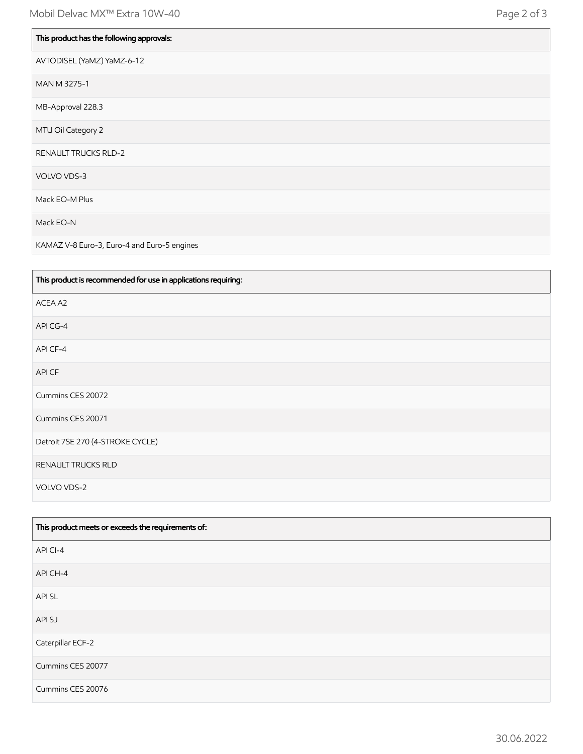| This product has the following approvals: |
|---|
| AVTODISEL (YaMZ) YaMZ-6-12 |
| MAN M 3275-1 |
| MB-Approval 228.3 |
| MTU Oil Category 2 |
| RENAULT TRUCKS RLD-2 |
| VOLVO VDS-3 |
| Mack EO-M Plus |
| Mack EO-N |
| KAMAZ V-8 Euro-3, Euro-4 and Euro-5 engines |

| This product is recommended for use in applications requiring: |
|---|
| ACEA A2 |
| API CG-4 |
| API CF-4 |
| API CF |
| Cummins CES 20072 |
| Cummins CES 20071 |
| Detroit 7SE 270 (4-STROKE CYCLE) |
| RENAULT TRUCKS RLD |
| VOLVO VDS-2 |

| This product meets or exceeds the requirements of: |
|---|
| API CI-4 |
| API CH-4 |
| API SL |
| API SJ |
| Caterpillar ECF-2 |
| Cummins CES 20077 |
| Cummins CES 20076 |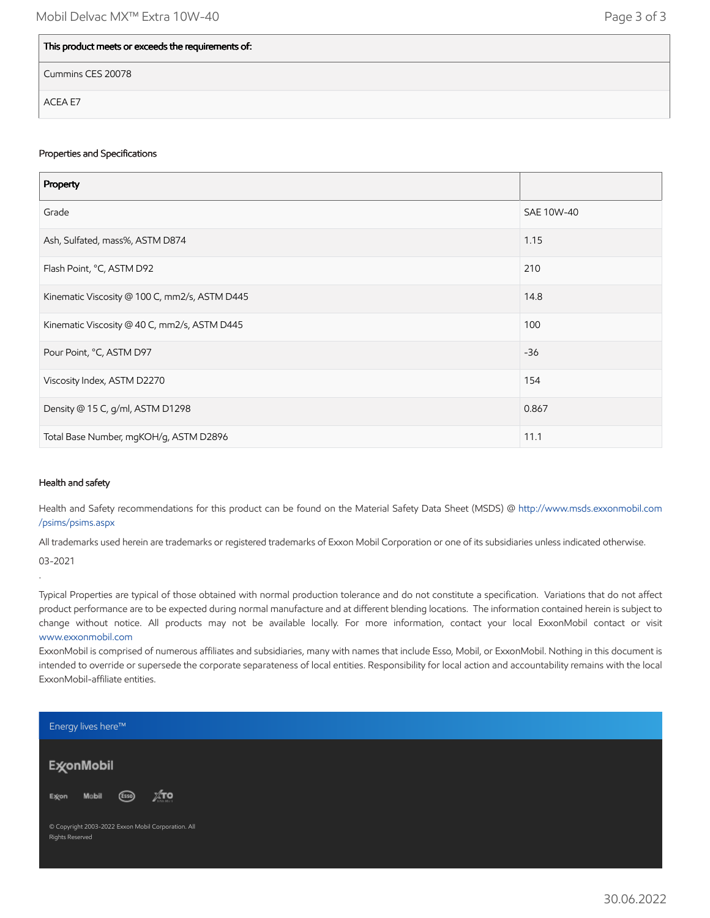| This product meets or exceeds the requirements of: |
| --- |
| Cummins CES 20078 |
| ACEA E7 |

### Properties and Specifications

| Property | |
| --- | --- |
| Grade | SAE 10W-40 |
| Ash, Sulfated, mass%, ASTM D874 | 1.15 |
| Flash Point, °C, ASTM D92 | 210 |
| Kinematic Viscosity @ 100 C, mm2/s, ASTM D445 | 14.8 |
| Kinematic Viscosity @ 40 C, mm2/s, ASTM D445 | 100 |
| Pour Point, °C, ASTM D97 | -36 |
| Viscosity Index, ASTM D2270 | 154 |
| Density @ 15 C, g/ml, ASTM D1298 | 0.867 |
| Total Base Number, mgKOH/g, ASTM D2896 | 11.1 |

### Health and safety

Health and Safety recommendations for this product can be found on the Material Safety Data Sheet (MSDS) @ http://www.msds.exxonmobil.com/psims/psims.aspx

All trademarks used herein are trademarks or registered trademarks of Exxon Mobil Corporation or one of its subsidiaries unless indicated otherwise.

03-2021

.

Typical Properties are typical of those obtained with normal production tolerance and do not constitute a specification. Variations that do not affect product performance are to be expected during normal manufacture and at different blending locations. The information contained herein is subject to change without notice. All products may not be available locally. For more information, contact your local ExxonMobil contact or visit www.exxonmobil.com

ExxonMobil is comprised of numerous affiliates and subsidiaries, many with names that include Esso, Mobil, or ExxonMobil. Nothing in this document is intended to override or supersede the corporate separateness of local entities. Responsibility for local action and accountability remains with the local ExxonMobil-affiliate entities.

Energy lives here™

ExxonMobil

Exxon Mobil Esso XTO

© Copyright 2003-2022 Exxon Mobil Corporation. All Rights Reserved

30.06.2022